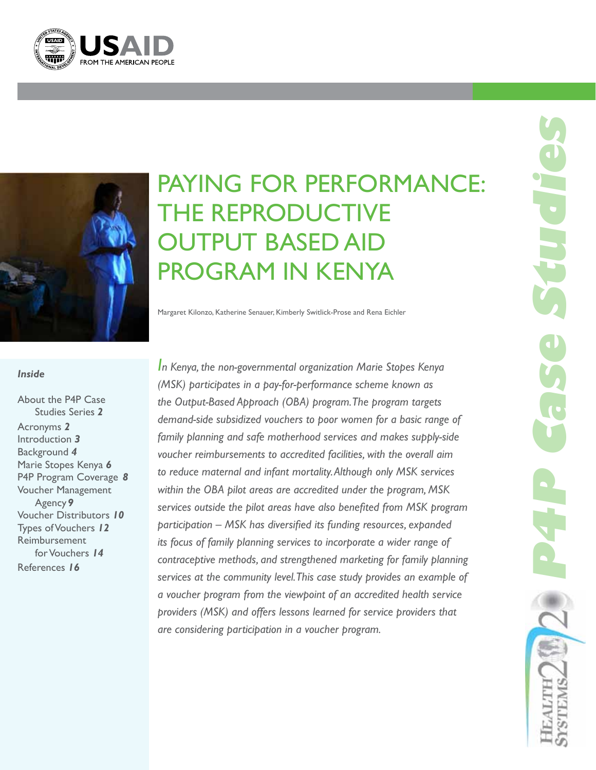USAID FROM THE AMERICAN PEOPLE

# PAYING FOR PERFORMANCE: THE REPRODUCTIVE OUTPUT BASED AID PROGRAM IN KENYA

Margaret Kilonzo, Katherine Senauer, Kimberly Switlick-Prose and Rena Eichler

***Inside***

- About the P4P Case Studies Series **2**
- Acronyms **2**
- Introduction **3**
- Background **4**
- Marie Stopes Kenya **6**
- P4P Program Coverage **8**
- Voucher Management Agency **9**
- Voucher Distributors **10**
- Types of Vouchers **12**
- Reimbursement for Vouchers **14**
- References **16**

*In Kenya, the non-governmental organization Marie Stopes Kenya (MSK) participates in a pay-for-performance scheme known as the Output-Based Approach (OBA) program. The program targets demand-side subsidized vouchers to poor women for a basic range of family planning and safe motherhood services and makes supply-side voucher reimbursements to accredited facilities, with the overall aim to reduce maternal and infant mortality. Although only MSK services within the OBA pilot areas are accredited under the program, MSK services outside the pilot areas have also benefited from MSK program participation – MSK has diversified its funding resources, expanded its focus of family planning services to incorporate a wider range of contraceptive methods, and strengthened marketing for family planning services at the community level. This case study provides an example of a voucher program from the viewpoint of an accredited health service providers (MSK) and offers lessons learned for service providers that are considering participation in a voucher program.*

**P4P Case Studies**

Health Systems 20/20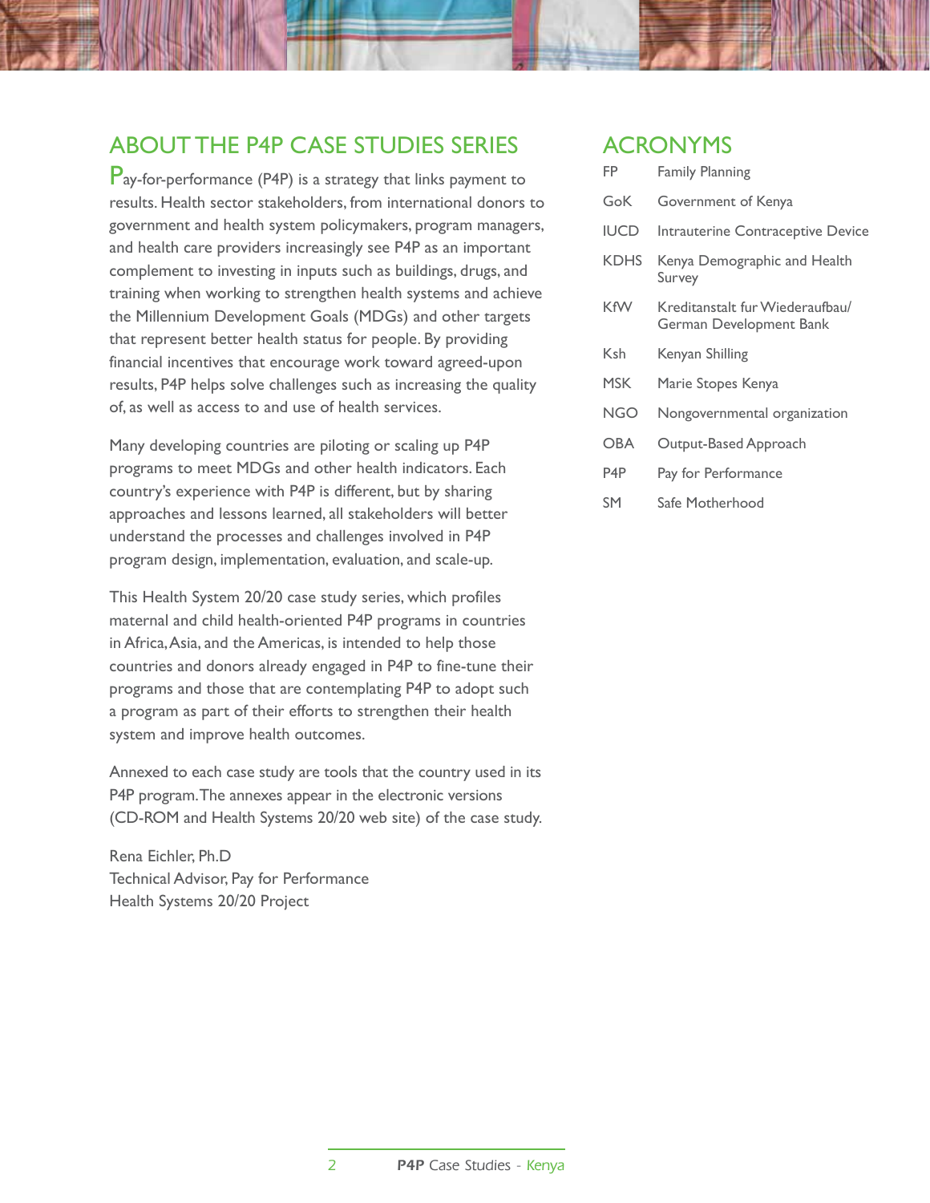## ABOUT THE P4P CASE STUDIES SERIES

Pay-for-performance (P4P) is a strategy that links payment to results. Health sector stakeholders, from international donors to government and health system policymakers, program managers, and health care providers increasingly see P4P as an important complement to investing in inputs such as buildings, drugs, and training when working to strengthen health systems and achieve the Millennium Development Goals (MDGs) and other targets that represent better health status for people. By providing financial incentives that encourage work toward agreed-upon results, P4P helps solve challenges such as increasing the quality of, as well as access to and use of health services.

Many developing countries are piloting or scaling up P4P programs to meet MDGs and other health indicators. Each country's experience with P4P is different, but by sharing approaches and lessons learned, all stakeholders will better understand the processes and challenges involved in P4P program design, implementation, evaluation, and scale-up.

This Health System 20/20 case study series, which profiles maternal and child health-oriented P4P programs in countries in Africa, Asia, and the Americas, is intended to help those countries and donors already engaged in P4P to fine-tune their programs and those that are contemplating P4P to adopt such a program as part of their efforts to strengthen their health system and improve health outcomes.

Annexed to each case study are tools that the country used in its P4P program. The annexes appear in the electronic versions (CD-ROM and Health Systems 20/20 web site) of the case study.

Rena Eichler, Ph.D
Technical Advisor, Pay for Performance
Health Systems 20/20 Project

## ACRONYMS

| | |
|---|---|
| FP | Family Planning |
| GoK | Government of Kenya |
| IUCD | Intrauterine Contraceptive Device |
| KDHS | Kenya Demographic and Health Survey |
| KfW | Kreditanstalt fur Wiederaufbau/ German Development Bank |
| Ksh | Kenyan Shilling |
| MSK | Marie Stopes Kenya |
| NGO | Nongovernmental organization |
| OBA | Output-Based Approach |
| P4P | Pay for Performance |
| SM | Safe Motherhood |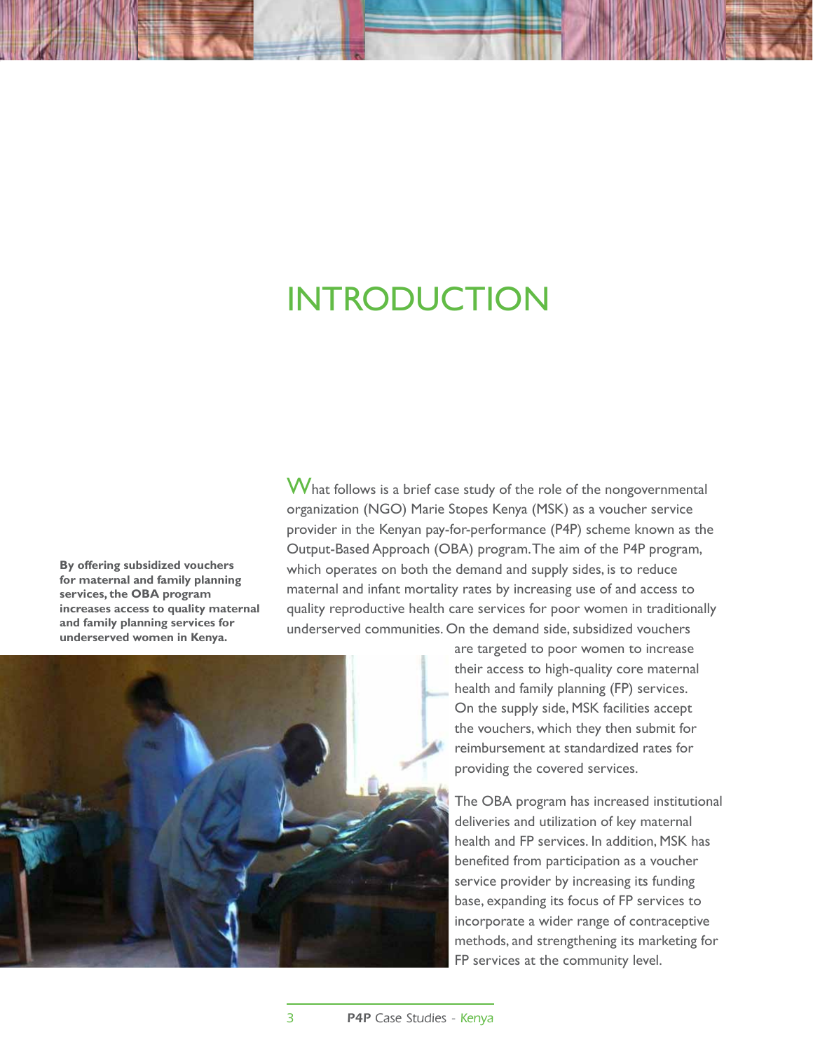# INTRODUCTION

**By offering subsidized vouchers for maternal and family planning services, the OBA program increases access to quality maternal and family planning services for underserved women in Kenya.**

What follows is a brief case study of the role of the nongovernmental organization (NGO) Marie Stopes Kenya (MSK) as a voucher service provider in the Kenyan pay-for-performance (P4P) scheme known as the Output-Based Approach (OBA) program. The aim of the P4P program, which operates on both the demand and supply sides, is to reduce maternal and infant mortality rates by increasing use of and access to quality reproductive health care services for poor women in traditionally underserved communities. On the demand side, subsidized vouchers are targeted to poor women to increase their access to high-quality core maternal health and family planning (FP) services. On the supply side, MSK facilities accept the vouchers, which they then submit for reimbursement at standardized rates for providing the covered services.

The OBA program has increased institutional deliveries and utilization of key maternal health and FP services. In addition, MSK has benefited from participation as a voucher service provider by increasing its funding base, expanding its focus of FP services to incorporate a wider range of contraceptive methods, and strengthening its marketing for FP services at the community level.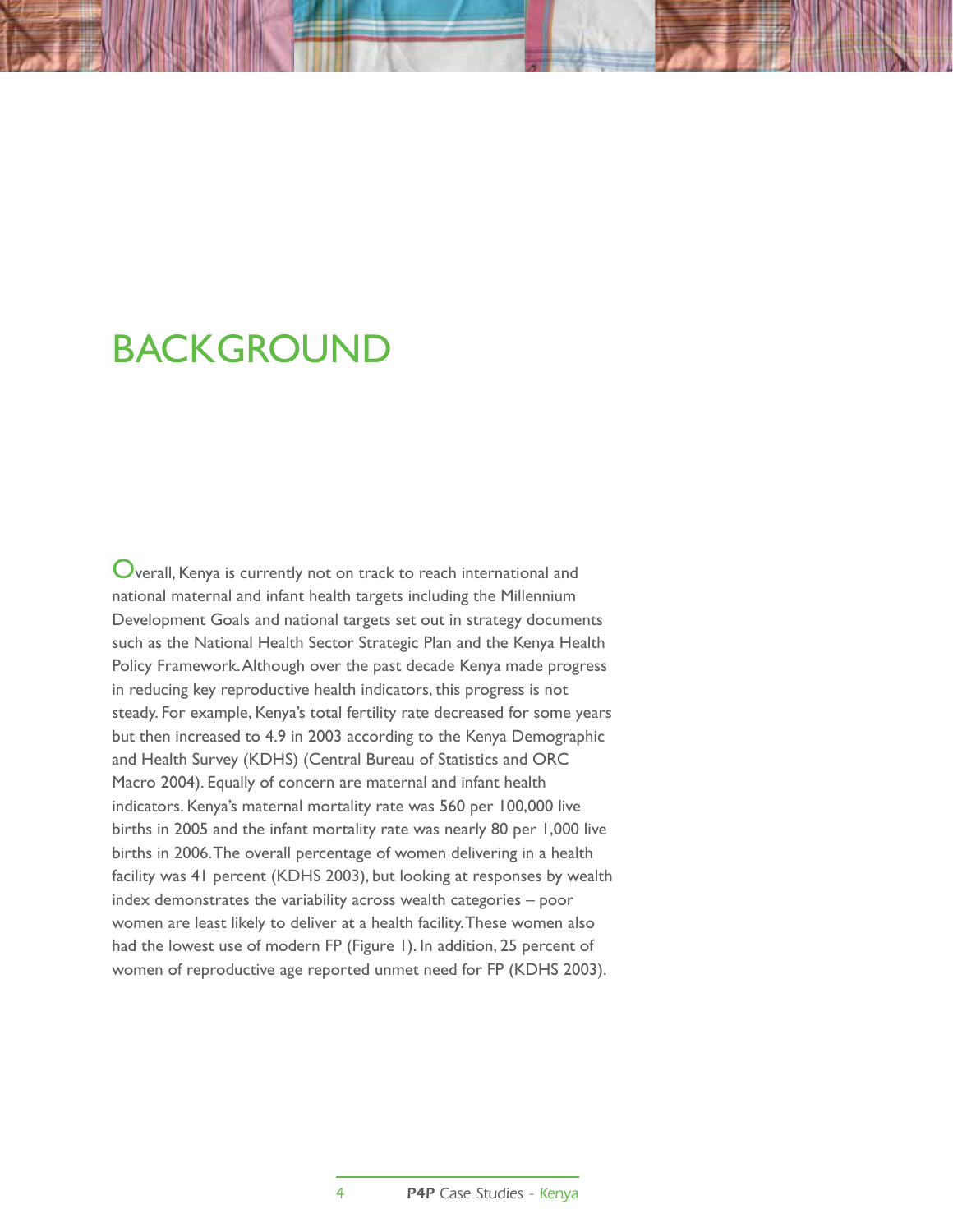# BACKGROUND

Overall, Kenya is currently not on track to reach international and national maternal and infant health targets including the Millennium Development Goals and national targets set out in strategy documents such as the National Health Sector Strategic Plan and the Kenya Health Policy Framework. Although over the past decade Kenya made progress in reducing key reproductive health indicators, this progress is not steady. For example, Kenya's total fertility rate decreased for some years but then increased to 4.9 in 2003 according to the Kenya Demographic and Health Survey (KDHS) (Central Bureau of Statistics and ORC Macro 2004). Equally of concern are maternal and infant health indicators. Kenya's maternal mortality rate was 560 per 100,000 live births in 2005 and the infant mortality rate was nearly 80 per 1,000 live births in 2006. The overall percentage of women delivering in a health facility was 41 percent (KDHS 2003), but looking at responses by wealth index demonstrates the variability across wealth categories – poor women are least likely to deliver at a health facility. These women also had the lowest use of modern FP (Figure 1). In addition, 25 percent of women of reproductive age reported unmet need for FP (KDHS 2003).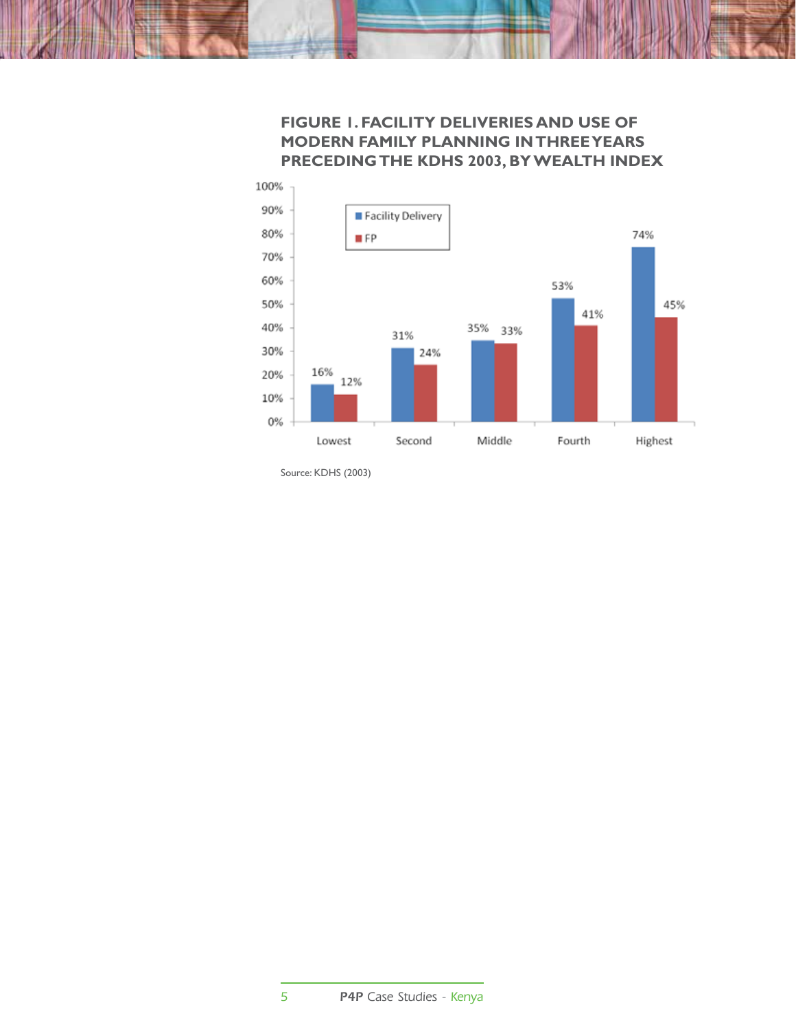### FIGURE 1. FACILITY DELIVERIES AND USE OF MODERN FAMILY PLANNING IN THREE YEARS PRECEDING THE KDHS 2003, BY WEALTH INDEX

| Wealth index | Facility Delivery | FP |
| --- | --- | --- |
| Lowest | 16% | 12% |
| Second | 31% | 24% |
| Middle | 35% | 33% |
| Fourth | 53% | 41% |
| Highest | 74% | 45% |

Source: KDHS (2003)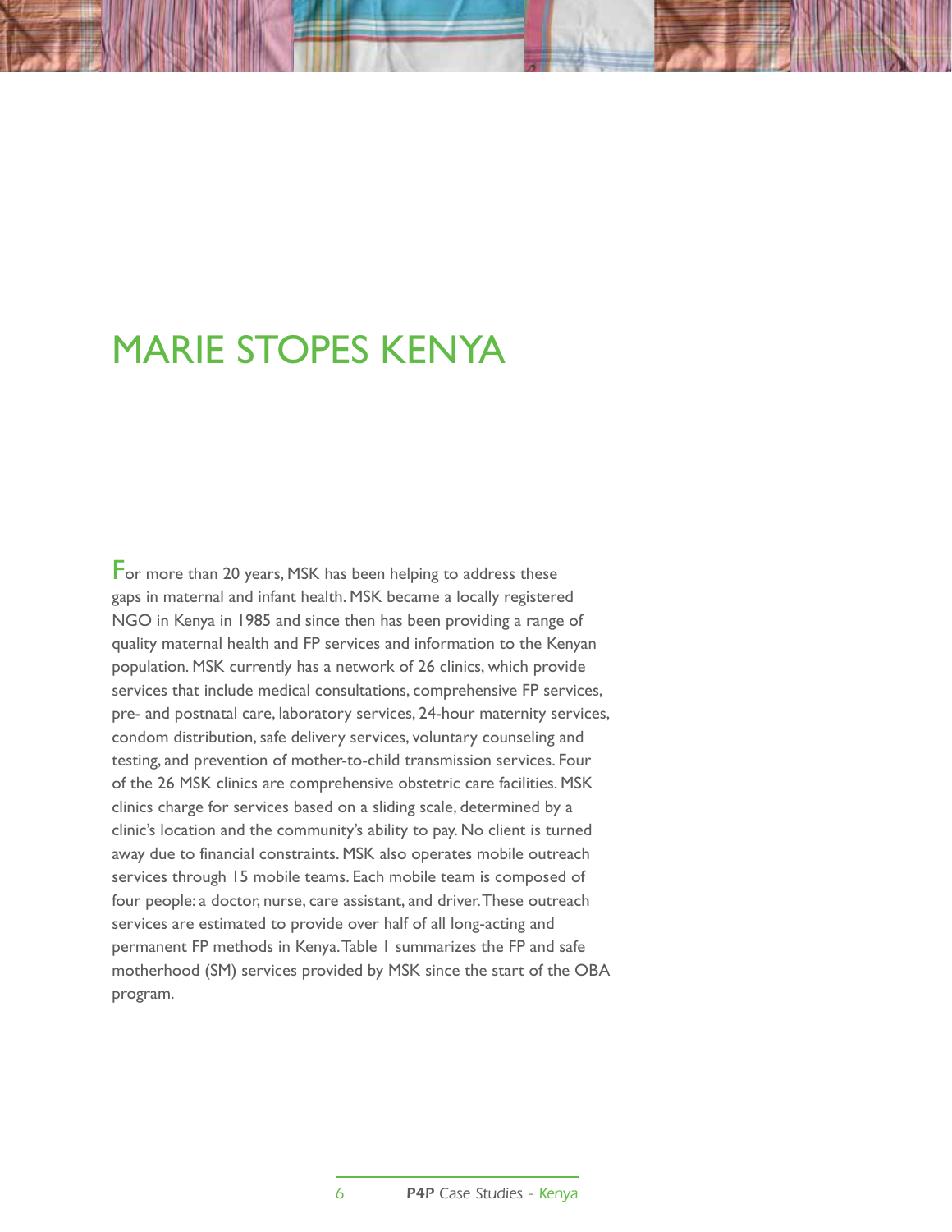# MARIE STOPES KENYA

For more than 20 years, MSK has been helping to address these gaps in maternal and infant health. MSK became a locally registered NGO in Kenya in 1985 and since then has been providing a range of quality maternal health and FP services and information to the Kenyan population. MSK currently has a network of 26 clinics, which provide services that include medical consultations, comprehensive FP services, pre- and postnatal care, laboratory services, 24-hour maternity services, condom distribution, safe delivery services, voluntary counseling and testing, and prevention of mother-to-child transmission services. Four of the 26 MSK clinics are comprehensive obstetric care facilities. MSK clinics charge for services based on a sliding scale, determined by a clinic's location and the community's ability to pay. No client is turned away due to financial constraints. MSK also operates mobile outreach services through 15 mobile teams. Each mobile team is composed of four people: a doctor, nurse, care assistant, and driver. These outreach services are estimated to provide over half of all long-acting and permanent FP methods in Kenya. Table 1 summarizes the FP and safe motherhood (SM) services provided by MSK since the start of the OBA program.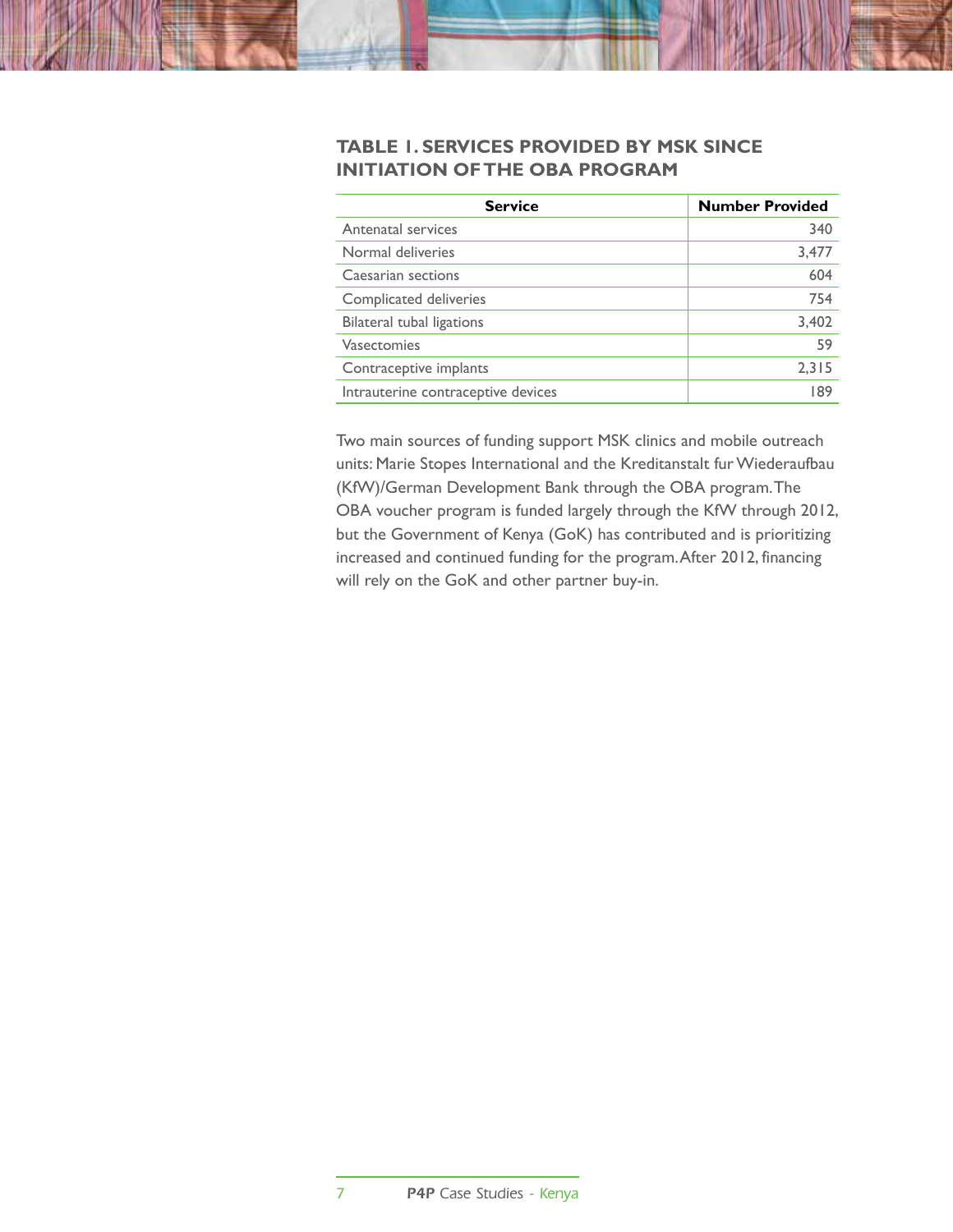### TABLE 1. SERVICES PROVIDED BY MSK SINCE INITIATION OF THE OBA PROGRAM

| Service | Number Provided |
|---|---:|
| Antenatal services | 340 |
| Normal deliveries | 3,477 |
| Caesarian sections | 604 |
| Complicated deliveries | 754 |
| Bilateral tubal ligations | 3,402 |
| Vasectomies | 59 |
| Contraceptive implants | 2,315 |
| Intrauterine contraceptive devices | 189 |

Two main sources of funding support MSK clinics and mobile outreach units: Marie Stopes International and the Kreditanstalt fur Wiederaufbau (KfW)/German Development Bank through the OBA program. The OBA voucher program is funded largely through the KfW through 2012, but the Government of Kenya (GoK) has contributed and is prioritizing increased and continued funding for the program. After 2012, financing will rely on the GoK and other partner buy-in.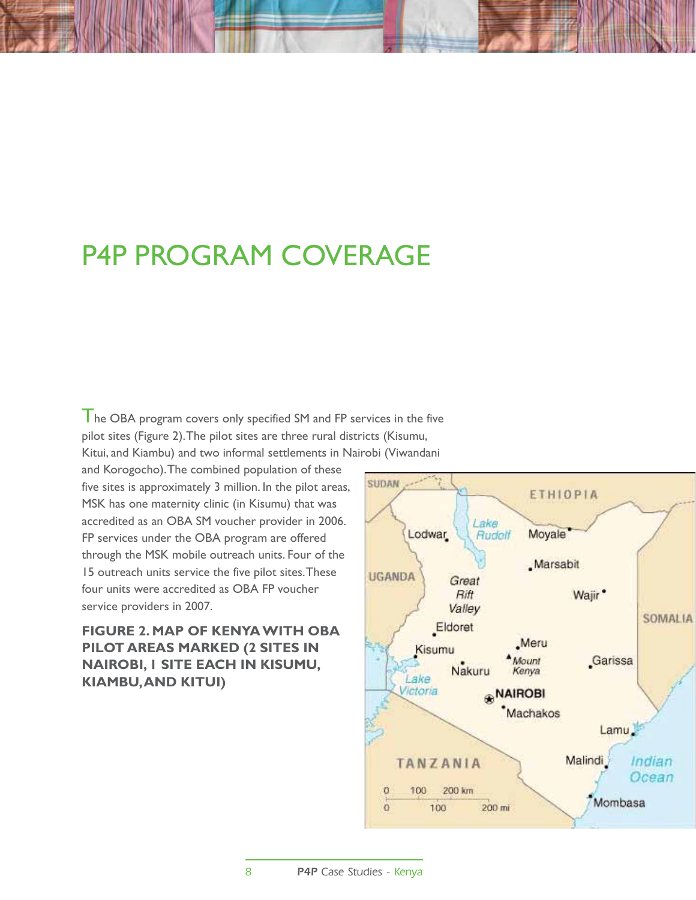# P4P PROGRAM COVERAGE

The OBA program covers only specified SM and FP services in the five pilot sites (Figure 2). The pilot sites are three rural districts (Kisumu, Kitui, and Kiambu) and two informal settlements in Nairobi (Viwandani and Korogocho). The combined population of these five sites is approximately 3 million. In the pilot areas, MSK has one maternity clinic (in Kisumu) that was accredited as an OBA SM voucher provider in 2006. FP services under the OBA program are offered through the MSK mobile outreach units. Four of the 15 outreach units service the five pilot sites. These four units were accredited as OBA FP voucher service providers in 2007.

**FIGURE 2. MAP OF KENYA WITH OBA PILOT AREAS MARKED (2 SITES IN NAIROBI, 1 SITE EACH IN KISUMU, KIAMBU, AND KITUI)**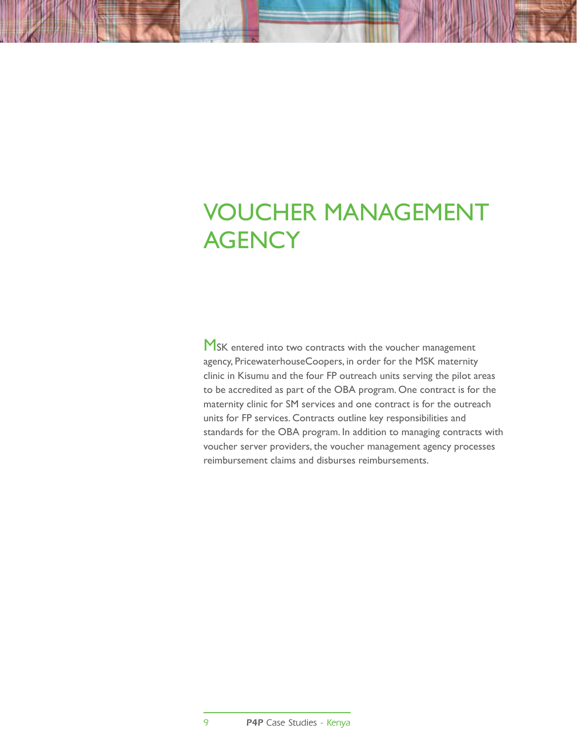# VOUCHER MANAGEMENT AGENCY

MSK entered into two contracts with the voucher management agency, PricewaterhouseCoopers, in order for the MSK maternity clinic in Kisumu and the four FP outreach units serving the pilot areas to be accredited as part of the OBA program. One contract is for the maternity clinic for SM services and one contract is for the outreach units for FP services. Contracts outline key responsibilities and standards for the OBA program. In addition to managing contracts with voucher server providers, the voucher management agency processes reimbursement claims and disburses reimbursements.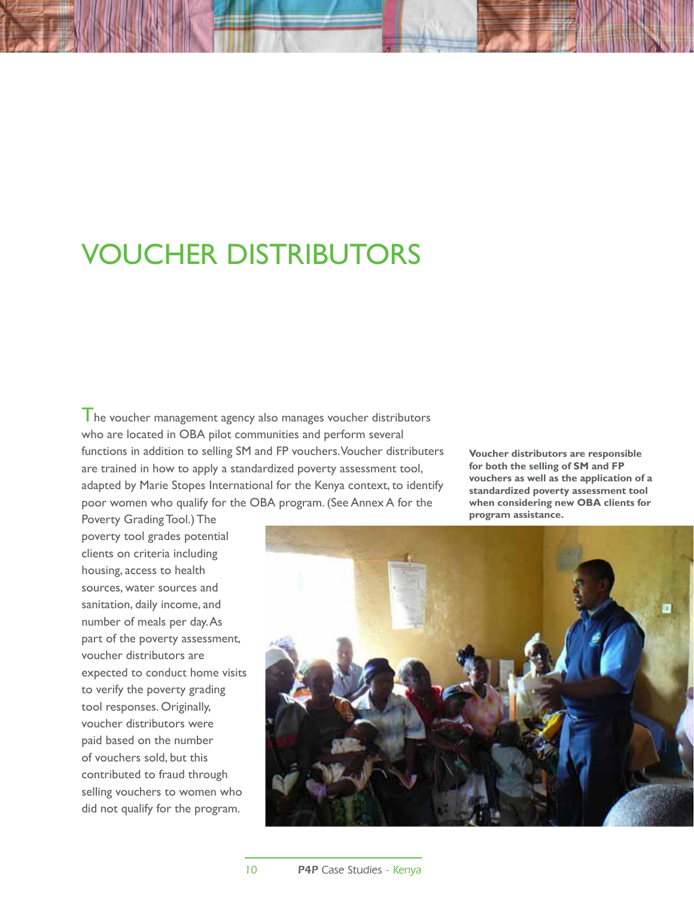# VOUCHER DISTRIBUTORS

The voucher management agency also manages voucher distributors who are located in OBA pilot communities and perform several functions in addition to selling SM and FP vouchers. Voucher distributers are trained in how to apply a standardized poverty assessment tool, adapted by Marie Stopes International for the Kenya context, to identify poor women who qualify for the OBA program. (See Annex A for the Poverty Grading Tool.) The poverty tool grades potential clients on criteria including housing, access to health sources, water sources and sanitation, daily income, and number of meals per day. As part of the poverty assessment, voucher distributors are expected to conduct home visits to verify the poverty grading tool responses. Originally, voucher distributors were paid based on the number of vouchers sold, but this contributed to fraud through selling vouchers to women who did not qualify for the program.

**Voucher distributors are responsible for both the selling of SM and FP vouchers as well as the application of a standardized poverty assessment tool when considering new OBA clients for program assistance.**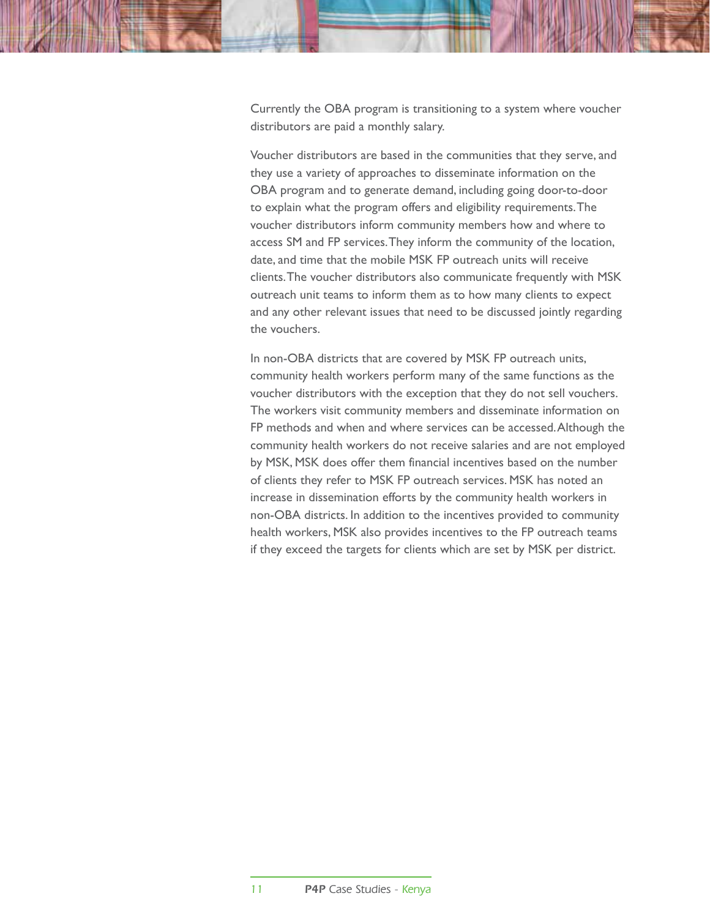Currently the OBA program is transitioning to a system where voucher distributors are paid a monthly salary.

Voucher distributors are based in the communities that they serve, and they use a variety of approaches to disseminate information on the OBA program and to generate demand, including going door-to-door to explain what the program offers and eligibility requirements. The voucher distributors inform community members how and where to access SM and FP services. They inform the community of the location, date, and time that the mobile MSK FP outreach units will receive clients. The voucher distributors also communicate frequently with MSK outreach unit teams to inform them as to how many clients to expect and any other relevant issues that need to be discussed jointly regarding the vouchers.

In non-OBA districts that are covered by MSK FP outreach units, community health workers perform many of the same functions as the voucher distributors with the exception that they do not sell vouchers. The workers visit community members and disseminate information on FP methods and when and where services can be accessed. Although the community health workers do not receive salaries and are not employed by MSK, MSK does offer them financial incentives based on the number of clients they refer to MSK FP outreach services. MSK has noted an increase in dissemination efforts by the community health workers in non-OBA districts. In addition to the incentives provided to community health workers, MSK also provides incentives to the FP outreach teams if they exceed the targets for clients which are set by MSK per district.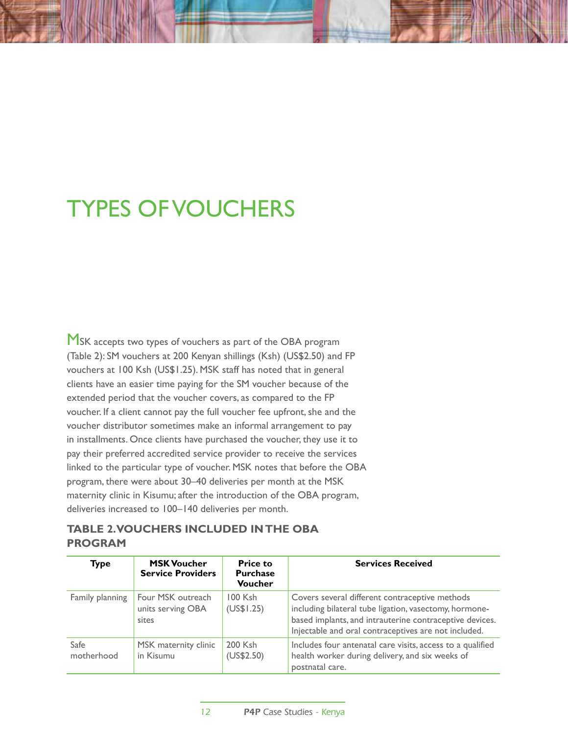# TYPES OF VOUCHERS

MSK accepts two types of vouchers as part of the OBA program (Table 2): SM vouchers at 200 Kenyan shillings (Ksh) (US$2.50) and FP vouchers at 100 Ksh (US$1.25). MSK staff has noted that in general clients have an easier time paying for the SM voucher because of the extended period that the voucher covers, as compared to the FP voucher. If a client cannot pay the full voucher fee upfront, she and the voucher distributor sometimes make an informal arrangement to pay in installments. Once clients have purchased the voucher, they use it to pay their preferred accredited service provider to receive the services linked to the particular type of voucher. MSK notes that before the OBA program, there were about 30–40 deliveries per month at the MSK maternity clinic in Kisumu; after the introduction of the OBA program, deliveries increased to 100–140 deliveries per month.

### TABLE 2. VOUCHERS INCLUDED IN THE OBA PROGRAM

| Type | MSK Voucher Service Providers | Price to Purchase Voucher | Services Received |
|---|---|---|---|
| Family planning | Four MSK outreach units serving OBA sites | 100 Ksh (US$1.25) | Covers several different contraceptive methods including bilateral tube ligation, vasectomy, hormone-based implants, and intrauterine contraceptive devices. Injectable and oral contraceptives are not included. |
| Safe motherhood | MSK maternity clinic in Kisumu | 200 Ksh (US$2.50) | Includes four antenatal care visits, access to a qualified health worker during delivery, and six weeks of postnatal care. |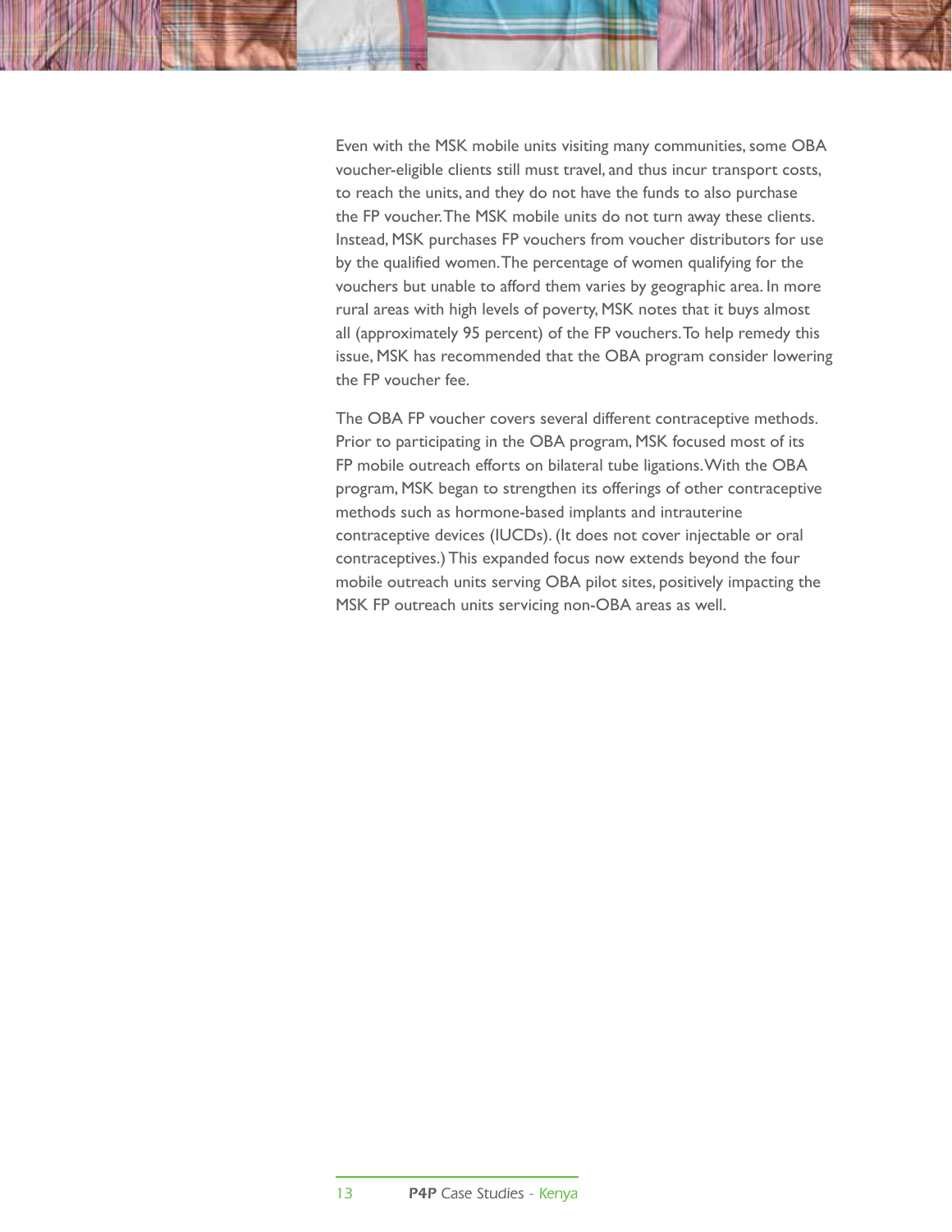Even with the MSK mobile units visiting many communities, some OBA voucher-eligible clients still must travel, and thus incur transport costs, to reach the units, and they do not have the funds to also purchase the FP voucher. The MSK mobile units do not turn away these clients. Instead, MSK purchases FP vouchers from voucher distributors for use by the qualified women. The percentage of women qualifying for the vouchers but unable to afford them varies by geographic area. In more rural areas with high levels of poverty, MSK notes that it buys almost all (approximately 95 percent) of the FP vouchers. To help remedy this issue, MSK has recommended that the OBA program consider lowering the FP voucher fee.

The OBA FP voucher covers several different contraceptive methods. Prior to participating in the OBA program, MSK focused most of its FP mobile outreach efforts on bilateral tube ligations. With the OBA program, MSK began to strengthen its offerings of other contraceptive methods such as hormone-based implants and intrauterine contraceptive devices (IUCDs). (It does not cover injectable or oral contraceptives.) This expanded focus now extends beyond the four mobile outreach units serving OBA pilot sites, positively impacting the MSK FP outreach units servicing non-OBA areas as well.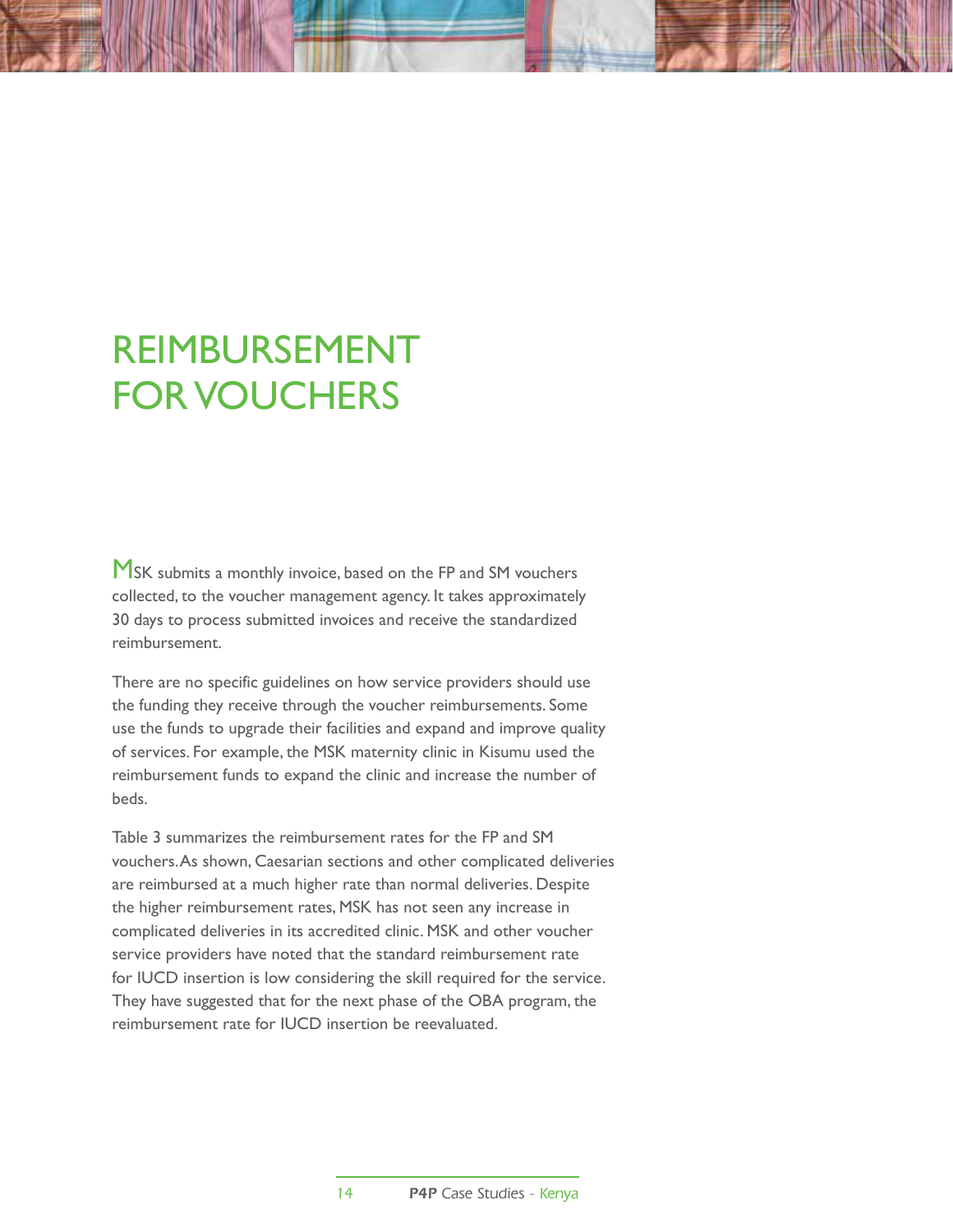# REIMBURSEMENT FOR VOUCHERS

MSK submits a monthly invoice, based on the FP and SM vouchers collected, to the voucher management agency. It takes approximately 30 days to process submitted invoices and receive the standardized reimbursement.

There are no specific guidelines on how service providers should use the funding they receive through the voucher reimbursements. Some use the funds to upgrade their facilities and expand and improve quality of services. For example, the MSK maternity clinic in Kisumu used the reimbursement funds to expand the clinic and increase the number of beds.

Table 3 summarizes the reimbursement rates for the FP and SM vouchers. As shown, Caesarian sections and other complicated deliveries are reimbursed at a much higher rate than normal deliveries. Despite the higher reimbursement rates, MSK has not seen any increase in complicated deliveries in its accredited clinic. MSK and other voucher service providers have noted that the standard reimbursement rate for IUCD insertion is low considering the skill required for the service. They have suggested that for the next phase of the OBA program, the reimbursement rate for IUCD insertion be reevaluated.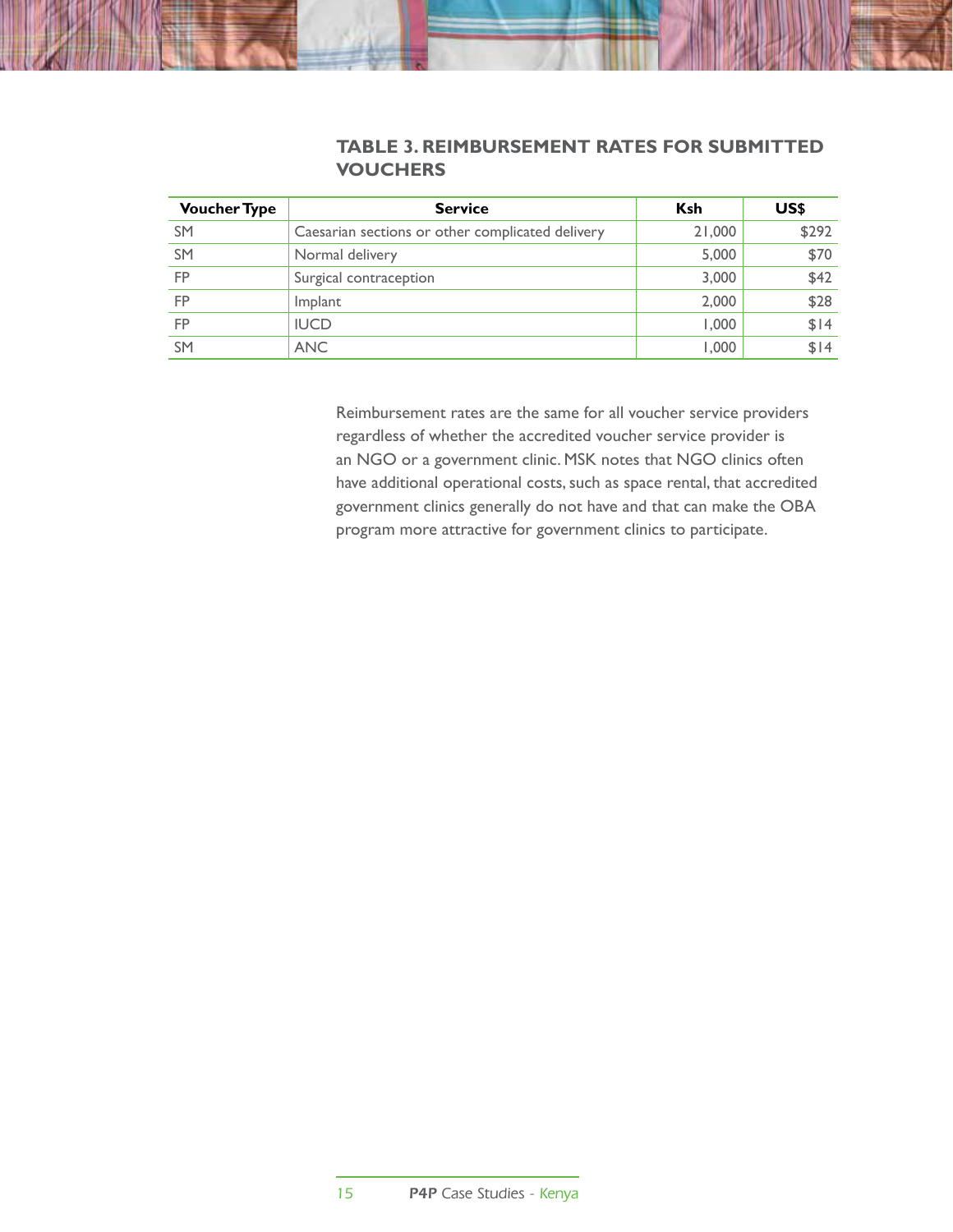### TABLE 3. REIMBURSEMENT RATES FOR SUBMITTED VOUCHERS

| Voucher Type | Service | Ksh | US$ |
|---|---|---|---|
| SM | Caesarian sections or other complicated delivery | 21,000 | $292 |
| SM | Normal delivery | 5,000 | $70 |
| FP | Surgical contraception | 3,000 | $42 |
| FP | Implant | 2,000 | $28 |
| FP | IUCD | 1,000 | $14 |
| SM | ANC | 1,000 | $14 |

Reimbursement rates are the same for all voucher service providers regardless of whether the accredited voucher service provider is an NGO or a government clinic. MSK notes that NGO clinics often have additional operational costs, such as space rental, that accredited government clinics generally do not have and that can make the OBA program more attractive for government clinics to participate.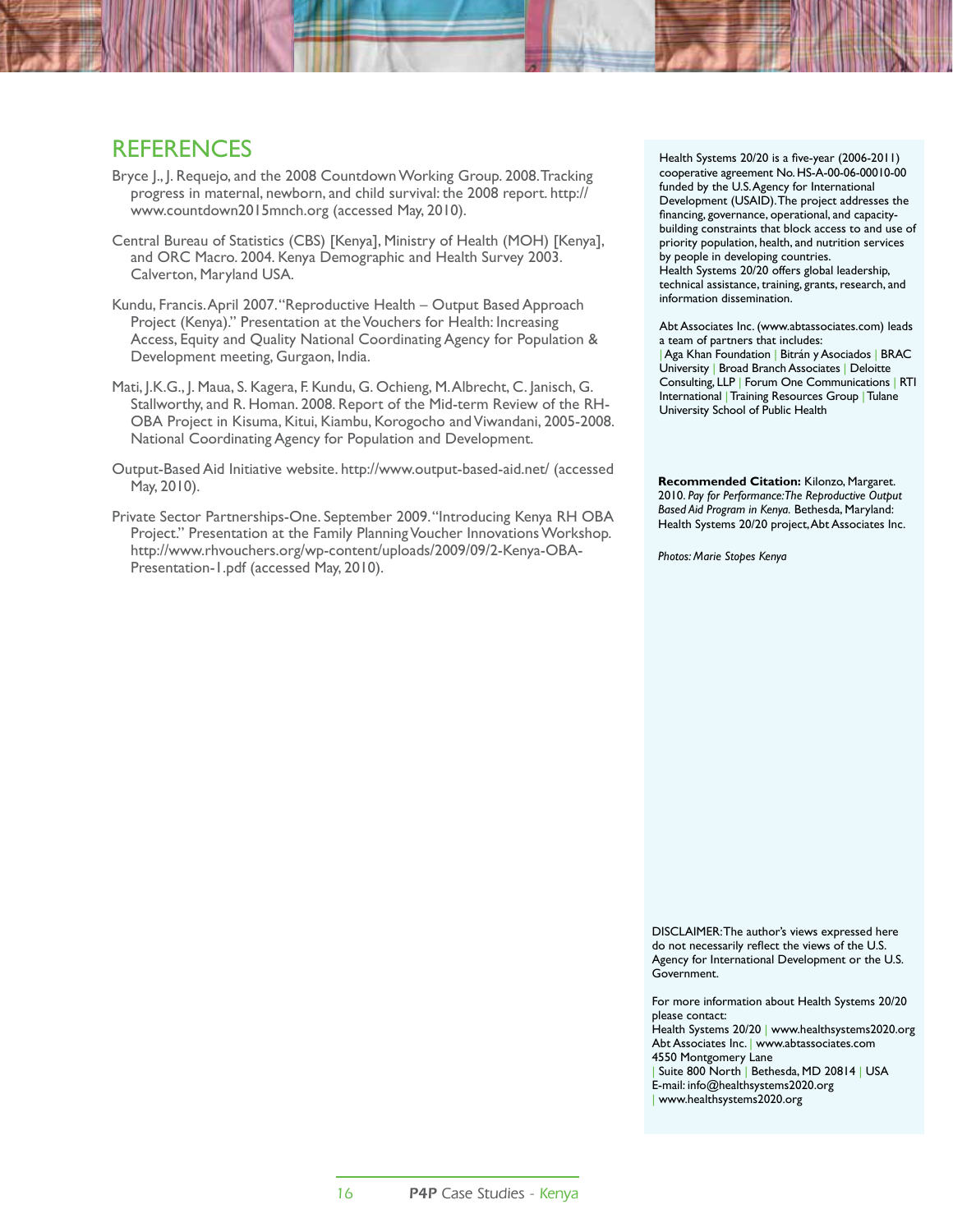## REFERENCES

Bryce J., J. Requejo, and the 2008 Countdown Working Group. 2008. Tracking progress in maternal, newborn, and child survival: the 2008 report. http://www.countdown2015mnch.org (accessed May, 2010).

Central Bureau of Statistics (CBS) [Kenya], Ministry of Health (MOH) [Kenya], and ORC Macro. 2004. Kenya Demographic and Health Survey 2003. Calverton, Maryland USA.

Kundu, Francis. April 2007. "Reproductive Health – Output Based Approach Project (Kenya)." Presentation at the Vouchers for Health: Increasing Access, Equity and Quality National Coordinating Agency for Population & Development meeting, Gurgaon, India.

Mati, J.K.G., J. Maua, S. Kagera, F. Kundu, G. Ochieng, M. Albrecht, C. Janisch, G. Stallworthy, and R. Homan. 2008. Report of the Mid-term Review of the RH-OBA Project in Kisuma, Kitui, Kiambu, Korogocho and Viwandani, 2005-2008. National Coordinating Agency for Population and Development.

Output-Based Aid Initiative website. http://www.output-based-aid.net/ (accessed May, 2010).

Private Sector Partnerships-One. September 2009. "Introducing Kenya RH OBA Project." Presentation at the Family Planning Voucher Innovations Workshop. http://www.rhvouchers.org/wp-content/uploads/2009/09/2-Kenya-OBA-Presentation-1.pdf (accessed May, 2010).

Health Systems 20/20 is a five-year (2006-2011) cooperative agreement No. HS-A-00-06-00010-00 funded by the U.S. Agency for International Development (USAID). The project addresses the financing, governance, operational, and capacity-building constraints that block access to and use of priority population, health, and nutrition services by people in developing countries.
Health Systems 20/20 offers global leadership, technical assistance, training, grants, research, and information dissemination.

Abt Associates Inc. (www.abtassociates.com) leads a team of partners that includes:
| Aga Khan Foundation | Bitrán y Asociados | BRAC University | Broad Branch Associates | Deloitte Consulting, LLP | Forum One Communications | RTI International | Training Resources Group | Tulane University School of Public Health

**Recommended Citation:** Kilonzo, Margaret. 2010. *Pay for Performance: The Reproductive Output Based Aid Program in Kenya.* Bethesda, Maryland: Health Systems 20/20 project, Abt Associates Inc.

*Photos: Marie Stopes Kenya*

DISCLAIMER: The author's views expressed here do not necessarily reflect the views of the U.S. Agency for International Development or the U.S. Government.

For more information about Health Systems 20/20 please contact:
Health Systems 20/20 | www.healthsystems2020.org
Abt Associates Inc. | www.abtassociates.com
4550 Montgomery Lane
| Suite 800 North | Bethesda, MD 20814 | USA
E-mail: info@healthsystems2020.org
| www.healthsystems2020.org